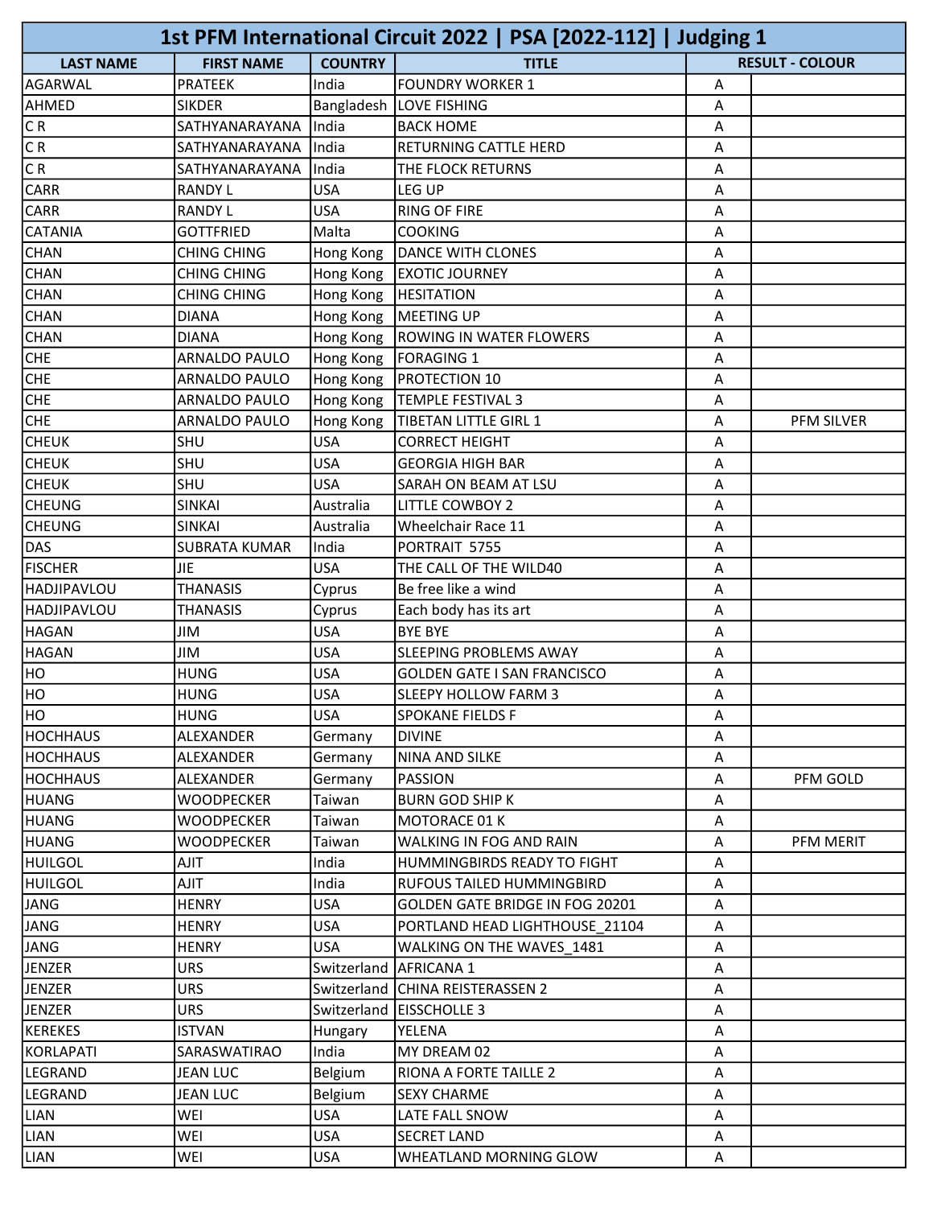# 1st PFM International Circuit 2022 | PSA [2022-112] | Judging 1

| LAST NAME | FIRST NAME | COUNTRY | TITLE | RESULT - COLOUR | |
|---|---|---|---|---|---|
| AGARWAL | PRATEEK | India | FOUNDRY WORKER 1 | A | |
| AHMED | SIKDER | Bangladesh | LOVE FISHING | A | |
| C R | SATHYANARAYANA | India | BACK HOME | A | |
| C R | SATHYANARAYANA | India | RETURNING CATTLE HERD | A | |
| C R | SATHYANARAYANA | India | THE FLOCK RETURNS | A | |
| CARR | RANDY L | USA | LEG UP | A | |
| CARR | RANDY L | USA | RING OF FIRE | A | |
| CATANIA | GOTTFRIED | Malta | COOKING | A | |
| CHAN | CHING CHING | Hong Kong | DANCE WITH CLONES | A | |
| CHAN | CHING CHING | Hong Kong | EXOTIC JOURNEY | A | |
| CHAN | CHING CHING | Hong Kong | HESITATION | A | |
| CHAN | DIANA | Hong Kong | MEETING UP | A | |
| CHAN | DIANA | Hong Kong | ROWING IN WATER FLOWERS | A | |
| CHE | ARNALDO PAULO | Hong Kong | FORAGING 1 | A | |
| CHE | ARNALDO PAULO | Hong Kong | PROTECTION 10 | A | |
| CHE | ARNALDO PAULO | Hong Kong | TEMPLE FESTIVAL 3 | A | |
| CHE | ARNALDO PAULO | Hong Kong | TIBETAN LITTLE GIRL 1 | A | PFM SILVER |
| CHEUK | SHU | USA | CORRECT HEIGHT | A | |
| CHEUK | SHU | USA | GEORGIA HIGH BAR | A | |
| CHEUK | SHU | USA | SARAH ON BEAM AT LSU | A | |
| CHEUNG | SINKAI | Australia | LITTLE COWBOY 2 | A | |
| CHEUNG | SINKAI | Australia | Wheelchair Race 11 | A | |
| DAS | SUBRATA KUMAR | India | PORTRAIT 5755 | A | |
| FISCHER | JIE | USA | THE CALL OF THE WILD40 | A | |
| HADJIPAVLOU | THANASIS | Cyprus | Be free like a wind | A | |
| HADJIPAVLOU | THANASIS | Cyprus | Each body has its art | A | |
| HAGAN | JIM | USA | BYE BYE | A | |
| HAGAN | JIM | USA | SLEEPING PROBLEMS AWAY | A | |
| HO | HUNG | USA | GOLDEN GATE I SAN FRANCISCO | A | |
| HO | HUNG | USA | SLEEPY HOLLOW FARM 3 | A | |
| HO | HUNG | USA | SPOKANE FIELDS F | A | |
| HOCHHAUS | ALEXANDER | Germany | DIVINE | A | |
| HOCHHAUS | ALEXANDER | Germany | NINA AND SILKE | A | |
| HOCHHAUS | ALEXANDER | Germany | PASSION | A | PFM GOLD |
| HUANG | WOODPECKER | Taiwan | BURN GOD SHIP K | A | |
| HUANG | WOODPECKER | Taiwan | MOTORACE 01 K | A | |
| HUANG | WOODPECKER | Taiwan | WALKING IN FOG AND RAIN | A | PFM MERIT |
| HUILGOL | AJIT | India | HUMMINGBIRDS READY TO FIGHT | A | |
| HUILGOL | AJIT | India | RUFOUS TAILED HUMMINGBIRD | A | |
| JANG | HENRY | USA | GOLDEN GATE BRIDGE IN FOG 20201 | A | |
| JANG | HENRY | USA | PORTLAND HEAD LIGHTHOUSE_21104 | A | |
| JANG | HENRY | USA | WALKING ON THE WAVES_1481 | A | |
| JENZER | URS | Switzerland | AFRICANA 1 | A | |
| JENZER | URS | Switzerland | CHINA REISTERASSEN 2 | A | |
| JENZER | URS | Switzerland | EISSCHOLLE 3 | A | |
| KEREKES | ISTVAN | Hungary | YELENA | A | |
| KORLAPATI | SARASWATIRAO | India | MY DREAM 02 | A | |
| LEGRAND | JEAN LUC | Belgium | RIONA A FORTE TAILLE 2 | A | |
| LEGRAND | JEAN LUC | Belgium | SEXY CHARME | A | |
| LIAN | WEI | USA | LATE FALL SNOW | A | |
| LIAN | WEI | USA | SECRET LAND | A | |
| LIAN | WEI | USA | WHEATLAND MORNING GLOW | A | |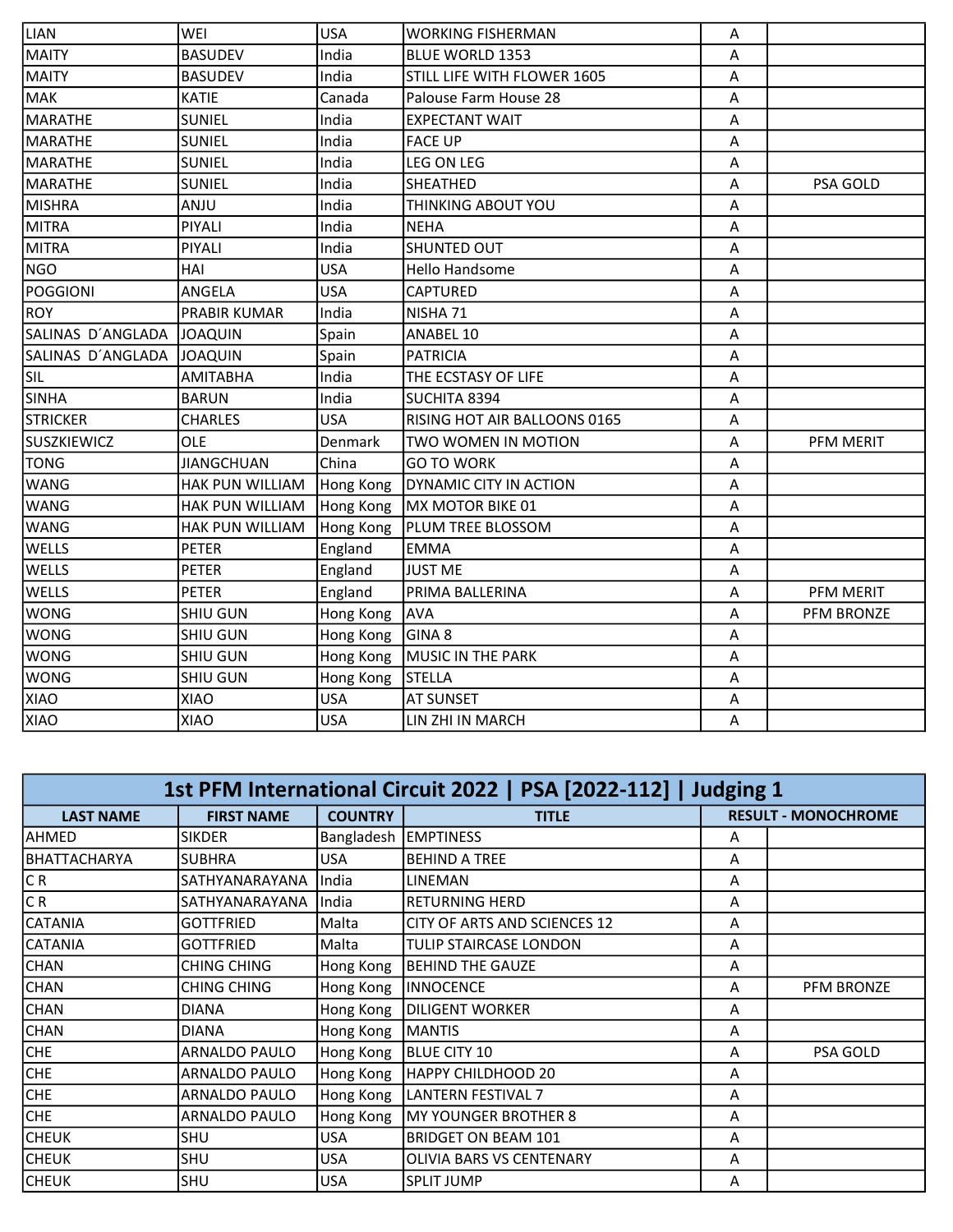| | | | | | |
|---|---|---|---|---|---|
| LIAN | WEI | USA | WORKING FISHERMAN | A | |
| MAITY | BASUDEV | India | BLUE WORLD 1353 | A | |
| MAITY | BASUDEV | India | STILL LIFE WITH FLOWER 1605 | A | |
| MAK | KATIE | Canada | Palouse Farm House 28 | A | |
| MARATHE | SUNIEL | India | EXPECTANT WAIT | A | |
| MARATHE | SUNIEL | India | FACE UP | A | |
| MARATHE | SUNIEL | India | LEG ON LEG | A | |
| MARATHE | SUNIEL | India | SHEATHED | A | PSA GOLD |
| MISHRA | ANJU | India | THINKING ABOUT YOU | A | |
| MITRA | PIYALI | India | NEHA | A | |
| MITRA | PIYALI | India | SHUNTED OUT | A | |
| NGO | HAI | USA | Hello Handsome | A | |
| POGGIONI | ANGELA | USA | CAPTURED | A | |
| ROY | PRABIR KUMAR | India | NISHA 71 | A | |
| SALINAS D´ANGLADA | JOAQUIN | Spain | ANABEL 10 | A | |
| SALINAS D´ANGLADA | JOAQUIN | Spain | PATRICIA | A | |
| SIL | AMITABHA | India | THE ECSTASY OF LIFE | A | |
| SINHA | BARUN | India | SUCHITA 8394 | A | |
| STRICKER | CHARLES | USA | RISING HOT AIR BALLOONS 0165 | A | |
| SUSZKIEWICZ | OLE | Denmark | TWO WOMEN IN MOTION | A | PFM MERIT |
| TONG | JIANGCHUAN | China | GO TO WORK | A | |
| WANG | HAK PUN WILLIAM | Hong Kong | DYNAMIC CITY IN ACTION | A | |
| WANG | HAK PUN WILLIAM | Hong Kong | MX MOTOR BIKE 01 | A | |
| WANG | HAK PUN WILLIAM | Hong Kong | PLUM TREE BLOSSOM | A | |
| WELLS | PETER | England | EMMA | A | |
| WELLS | PETER | England | JUST ME | A | |
| WELLS | PETER | England | PRIMA BALLERINA | A | PFM MERIT |
| WONG | SHIU GUN | Hong Kong | AVA | A | PFM BRONZE |
| WONG | SHIU GUN | Hong Kong | GINA 8 | A | |
| WONG | SHIU GUN | Hong Kong | MUSIC IN THE PARK | A | |
| WONG | SHIU GUN | Hong Kong | STELLA | A | |
| XIAO | XIAO | USA | AT SUNSET | A | |
| XIAO | XIAO | USA | LIN ZHI IN MARCH | A | |

## 1st PFM International Circuit 2022 | PSA [2022-112] | Judging 1

| LAST NAME | FIRST NAME | COUNTRY | TITLE | RESULT - MONOCHROME | |
|---|---|---|---|---|---|
| AHMED | SIKDER | Bangladesh | EMPTINESS | A | |
| BHATTACHARYA | SUBHRA | USA | BEHIND A TREE | A | |
| C R | SATHYANARAYANA | India | LINEMAN | A | |
| C R | SATHYANARAYANA | India | RETURNING HERD | A | |
| CATANIA | GOTTFRIED | Malta | CITY OF ARTS AND SCIENCES 12 | A | |
| CATANIA | GOTTFRIED | Malta | TULIP STAIRCASE LONDON | A | |
| CHAN | CHING CHING | Hong Kong | BEHIND THE GAUZE | A | |
| CHAN | CHING CHING | Hong Kong | INNOCENCE | A | PFM BRONZE |
| CHAN | DIANA | Hong Kong | DILIGENT WORKER | A | |
| CHAN | DIANA | Hong Kong | MANTIS | A | |
| CHE | ARNALDO PAULO | Hong Kong | BLUE CITY 10 | A | PSA GOLD |
| CHE | ARNALDO PAULO | Hong Kong | HAPPY CHILDHOOD 20 | A | |
| CHE | ARNALDO PAULO | Hong Kong | LANTERN FESTIVAL 7 | A | |
| CHE | ARNALDO PAULO | Hong Kong | MY YOUNGER BROTHER 8 | A | |
| CHEUK | SHU | USA | BRIDGET ON BEAM 101 | A | |
| CHEUK | SHU | USA | OLIVIA BARS VS CENTENARY | A | |
| CHEUK | SHU | USA | SPLIT JUMP | A | |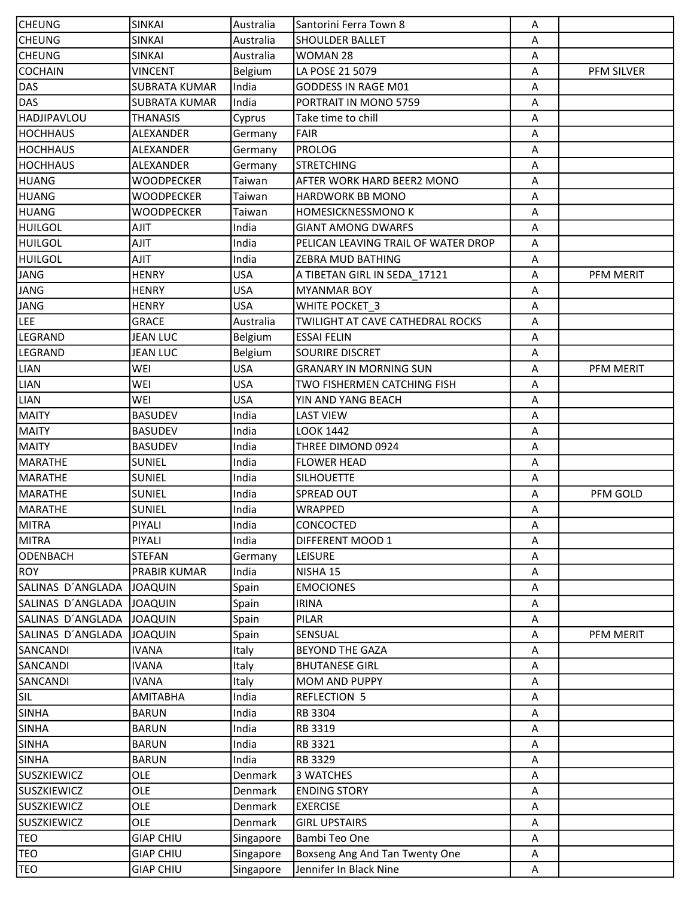| | | | | | |
|---|---|---|---|---|---|
| CHEUNG | SINKAI | Australia | Santorini Ferra Town 8 | A | |
| CHEUNG | SINKAI | Australia | SHOULDER BALLET | A | |
| CHEUNG | SINKAI | Australia | WOMAN 28 | A | |
| COCHAIN | VINCENT | Belgium | LA POSE 21 5079 | A | PFM SILVER |
| DAS | SUBRATA KUMAR | India | GODDESS IN RAGE M01 | A | |
| DAS | SUBRATA KUMAR | India | PORTRAIT IN MONO 5759 | A | |
| HADJIPAVLOU | THANASIS | Cyprus | Take time to chill | A | |
| HOCHHAUS | ALEXANDER | Germany | FAIR | A | |
| HOCHHAUS | ALEXANDER | Germany | PROLOG | A | |
| HOCHHAUS | ALEXANDER | Germany | STRETCHING | A | |
| HUANG | WOODPECKER | Taiwan | AFTER WORK HARD BEER2 MONO | A | |
| HUANG | WOODPECKER | Taiwan | HARDWORK BB MONO | A | |
| HUANG | WOODPECKER | Taiwan | HOMESICKNESSMONO K | A | |
| HUILGOL | AJIT | India | GIANT AMONG DWARFS | A | |
| HUILGOL | AJIT | India | PELICAN LEAVING TRAIL OF WATER DROP | A | |
| HUILGOL | AJIT | India | ZEBRA MUD BATHING | A | |
| JANG | HENRY | USA | A TIBETAN GIRL IN SEDA_17121 | A | PFM MERIT |
| JANG | HENRY | USA | MYANMAR BOY | A | |
| JANG | HENRY | USA | WHITE POCKET_3 | A | |
| LEE | GRACE | Australia | TWILIGHT AT CAVE CATHEDRAL ROCKS | A | |
| LEGRAND | JEAN LUC | Belgium | ESSAI FELIN | A | |
| LEGRAND | JEAN LUC | Belgium | SOURIRE DISCRET | A | |
| LIAN | WEI | USA | GRANARY IN MORNING SUN | A | PFM MERIT |
| LIAN | WEI | USA | TWO FISHERMEN CATCHING FISH | A | |
| LIAN | WEI | USA | YIN AND YANG BEACH | A | |
| MAITY | BASUDEV | India | LAST VIEW | A | |
| MAITY | BASUDEV | India | LOOK 1442 | A | |
| MAITY | BASUDEV | India | THREE DIMOND 0924 | A | |
| MARATHE | SUNIEL | India | FLOWER HEAD | A | |
| MARATHE | SUNIEL | India | SILHOUETTE | A | |
| MARATHE | SUNIEL | India | SPREAD OUT | A | PFM GOLD |
| MARATHE | SUNIEL | India | WRAPPED | A | |
| MITRA | PIYALI | India | CONCOCTED | A | |
| MITRA | PIYALI | India | DIFFERENT MOOD 1 | A | |
| ODENBACH | STEFAN | Germany | LEISURE | A | |
| ROY | PRABIR KUMAR | India | NISHA 15 | A | |
| SALINAS D´ANGLADA | JOAQUIN | Spain | EMOCIONES | A | |
| SALINAS D´ANGLADA | JOAQUIN | Spain | IRINA | A | |
| SALINAS D´ANGLADA | JOAQUIN | Spain | PILAR | A | |
| SALINAS D´ANGLADA | JOAQUIN | Spain | SENSUAL | A | PFM MERIT |
| SANCANDI | IVANA | Italy | BEYOND THE GAZA | A | |
| SANCANDI | IVANA | Italy | BHUTANESE GIRL | A | |
| SANCANDI | IVANA | Italy | MOM AND PUPPY | A | |
| SIL | AMITABHA | India | REFLECTION 5 | A | |
| SINHA | BARUN | India | RB 3304 | A | |
| SINHA | BARUN | India | RB 3319 | A | |
| SINHA | BARUN | India | RB 3321 | A | |
| SINHA | BARUN | India | RB 3329 | A | |
| SUSZKIEWICZ | OLE | Denmark | 3 WATCHES | A | |
| SUSZKIEWICZ | OLE | Denmark | ENDING STORY | A | |
| SUSZKIEWICZ | OLE | Denmark | EXERCISE | A | |
| SUSZKIEWICZ | OLE | Denmark | GIRL UPSTAIRS | A | |
| TEO | GIAP CHIU | Singapore | Bambi Teo One | A | |
| TEO | GIAP CHIU | Singapore | Boxseng Ang And Tan Twenty One | A | |
| TEO | GIAP CHIU | Singapore | Jennifer In Black Nine | A | |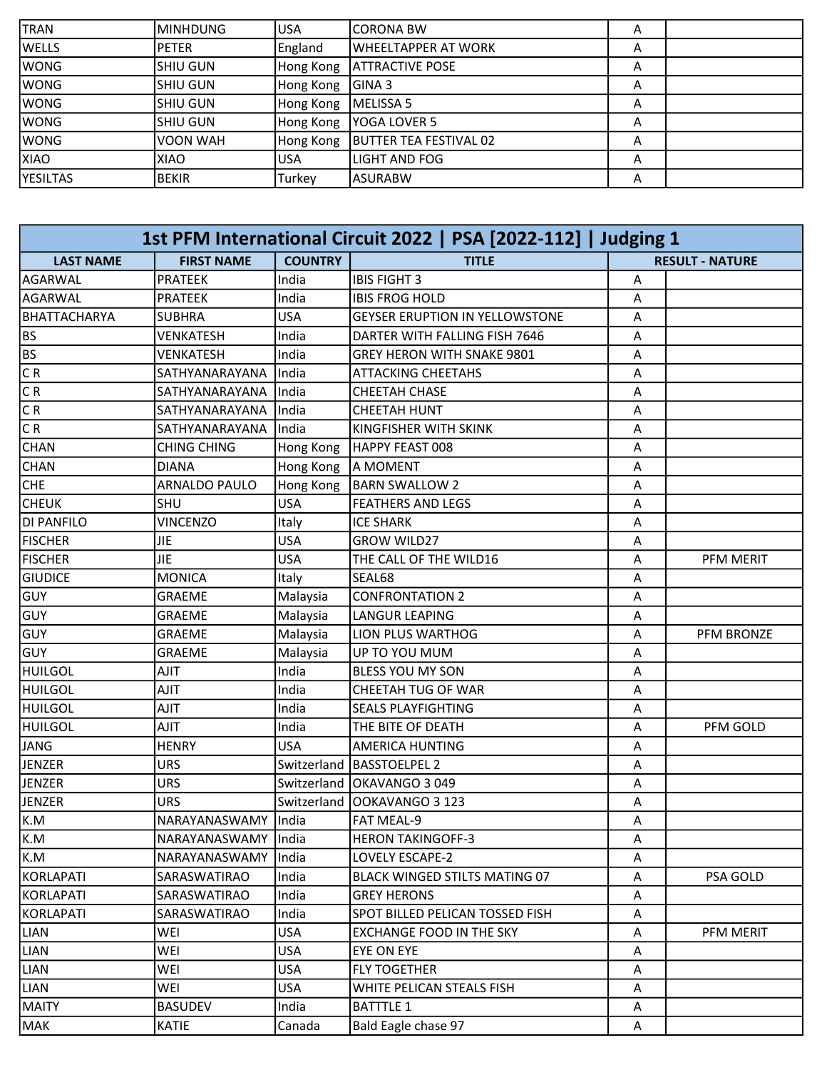| | | | | | |
|---|---|---|---|---|---|
| TRAN | MINHDUNG | USA | CORONA BW | A | |
| WELLS | PETER | England | WHEELTAPPER AT WORK | A | |
| WONG | SHIU GUN | Hong Kong | ATTRACTIVE POSE | A | |
| WONG | SHIU GUN | Hong Kong | GINA 3 | A | |
| WONG | SHIU GUN | Hong Kong | MELISSA 5 | A | |
| WONG | SHIU GUN | Hong Kong | YOGA LOVER 5 | A | |
| WONG | VOON WAH | Hong Kong | BUTTER TEA FESTIVAL 02 | A | |
| XIAO | XIAO | USA | LIGHT AND FOG | A | |
| YESILTAS | BEKIR | Turkey | ASURABW | A | |

## 1st PFM International Circuit 2022 | PSA [2022-112] | Judging 1

| LAST NAME | FIRST NAME | COUNTRY | TITLE | RESULT - NATURE | |
|---|---|---|---|---|---|
| AGARWAL | PRATEEK | India | IBIS FIGHT 3 | A | |
| AGARWAL | PRATEEK | India | IBIS FROG HOLD | A | |
| BHATTACHARYA | SUBHRA | USA | GEYSER ERUPTION IN YELLOWSTONE | A | |
| BS | VENKATESH | India | DARTER WITH FALLING FISH 7646 | A | |
| BS | VENKATESH | India | GREY HERON WITH SNAKE 9801 | A | |
| C R | SATHYANARAYANA | India | ATTACKING CHEETAHS | A | |
| C R | SATHYANARAYANA | India | CHEETAH CHASE | A | |
| C R | SATHYANARAYANA | India | CHEETAH HUNT | A | |
| C R | SATHYANARAYANA | India | KINGFISHER WITH SKINK | A | |
| CHAN | CHING CHING | Hong Kong | HAPPY FEAST 008 | A | |
| CHAN | DIANA | Hong Kong | A MOMENT | A | |
| CHE | ARNALDO PAULO | Hong Kong | BARN SWALLOW 2 | A | |
| CHEUK | SHU | USA | FEATHERS AND LEGS | A | |
| DI PANFILO | VINCENZO | Italy | ICE SHARK | A | |
| FISCHER | JIE | USA | GROW WILD27 | A | |
| FISCHER | JIE | USA | THE CALL OF THE WILD16 | A | PFM MERIT |
| GIUDICE | MONICA | Italy | SEAL68 | A | |
| GUY | GRAEME | Malaysia | CONFRONTATION 2 | A | |
| GUY | GRAEME | Malaysia | LANGUR LEAPING | A | |
| GUY | GRAEME | Malaysia | LION PLUS WARTHOG | A | PFM BRONZE |
| GUY | GRAEME | Malaysia | UP TO YOU MUM | A | |
| HUILGOL | AJIT | India | BLESS YOU MY SON | A | |
| HUILGOL | AJIT | India | CHEETAH TUG OF WAR | A | |
| HUILGOL | AJIT | India | SEALS PLAYFIGHTING | A | |
| HUILGOL | AJIT | India | THE BITE OF DEATH | A | PFM GOLD |
| JANG | HENRY | USA | AMERICA HUNTING | A | |
| JENZER | URS | Switzerland | BASSTOELPEL 2 | A | |
| JENZER | URS | Switzerland | OKAVANGO 3 049 | A | |
| JENZER | URS | Switzerland | OOKAVANGO 3 123 | A | |
| K.M | NARAYANASWAMY | India | FAT MEAL-9 | A | |
| K.M | NARAYANASWAMY | India | HERON TAKINGOFF-3 | A | |
| K.M | NARAYANASWAMY | India | LOVELY ESCAPE-2 | A | |
| KORLAPATI | SARASWATIRAO | India | BLACK WINGED STILTS MATING 07 | A | PSA GOLD |
| KORLAPATI | SARASWATIRAO | India | GREY HERONS | A | |
| KORLAPATI | SARASWATIRAO | India | SPOT BILLED PELICAN TOSSED FISH | A | |
| LIAN | WEI | USA | EXCHANGE FOOD IN THE SKY | A | PFM MERIT |
| LIAN | WEI | USA | EYE ON EYE | A | |
| LIAN | WEI | USA | FLY TOGETHER | A | |
| LIAN | WEI | USA | WHITE PELICAN STEALS FISH | A | |
| MAITY | BASUDEV | India | BATTTLE 1 | A | |
| MAK | KATIE | Canada | Bald Eagle chase 97 | A | |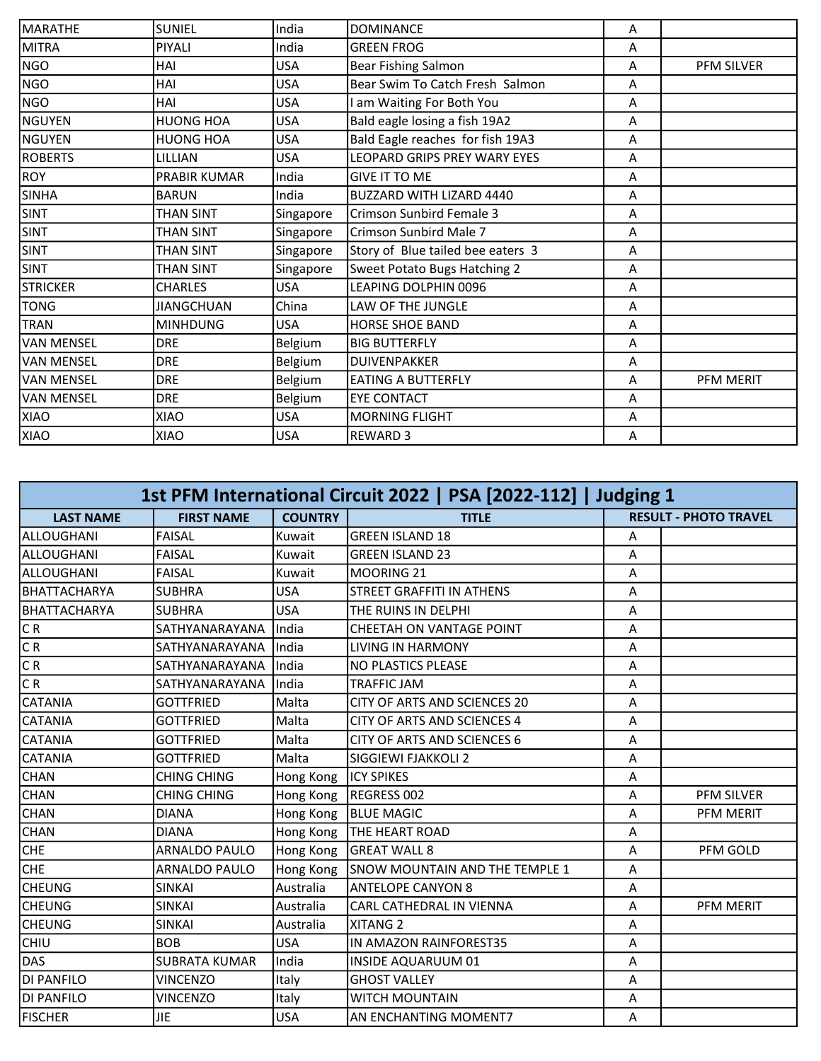| | | | | | |
|---|---|---|---|---|---|
| MARATHE | SUNIEL | India | DOMINANCE | A | |
| MITRA | PIYALI | India | GREEN FROG | A | |
| NGO | HAI | USA | Bear Fishing Salmon | A | PFM SILVER |
| NGO | HAI | USA | Bear Swim To Catch Fresh Salmon | A | |
| NGO | HAI | USA | I am Waiting For Both You | A | |
| NGUYEN | HUONG HOA | USA | Bald eagle losing a fish 19A2 | A | |
| NGUYEN | HUONG HOA | USA | Bald Eagle reaches for fish 19A3 | A | |
| ROBERTS | LILLIAN | USA | LEOPARD GRIPS PREY WARY EYES | A | |
| ROY | PRABIR KUMAR | India | GIVE IT TO ME | A | |
| SINHA | BARUN | India | BUZZARD WITH LIZARD 4440 | A | |
| SINT | THAN SINT | Singapore | Crimson Sunbird Female 3 | A | |
| SINT | THAN SINT | Singapore | Crimson Sunbird Male 7 | A | |
| SINT | THAN SINT | Singapore | Story of Blue tailed bee eaters 3 | A | |
| SINT | THAN SINT | Singapore | Sweet Potato Bugs Hatching 2 | A | |
| STRICKER | CHARLES | USA | LEAPING DOLPHIN 0096 | A | |
| TONG | JIANGCHUAN | China | LAW OF THE JUNGLE | A | |
| TRAN | MINHDUNG | USA | HORSE SHOE BAND | A | |
| VAN MENSEL | DRE | Belgium | BIG BUTTERFLY | A | |
| VAN MENSEL | DRE | Belgium | DUIVENPAKKER | A | |
| VAN MENSEL | DRE | Belgium | EATING A BUTTERFLY | A | PFM MERIT |
| VAN MENSEL | DRE | Belgium | EYE CONTACT | A | |
| XIAO | XIAO | USA | MORNING FLIGHT | A | |
| XIAO | XIAO | USA | REWARD 3 | A | |

## 1st PFM International Circuit 2022 | PSA [2022-112] | Judging 1

| LAST NAME | FIRST NAME | COUNTRY | TITLE | RESULT - PHOTO TRAVEL | |
|---|---|---|---|---|---|
| ALLOUGHANI | FAISAL | Kuwait | GREEN ISLAND 18 | A | |
| ALLOUGHANI | FAISAL | Kuwait | GREEN ISLAND 23 | A | |
| ALLOUGHANI | FAISAL | Kuwait | MOORING 21 | A | |
| BHATTACHARYA | SUBHRA | USA | STREET GRAFFITI IN ATHENS | A | |
| BHATTACHARYA | SUBHRA | USA | THE RUINS IN DELPHI | A | |
| C R | SATHYANARAYANA | India | CHEETAH ON VANTAGE POINT | A | |
| C R | SATHYANARAYANA | India | LIVING IN HARMONY | A | |
| C R | SATHYANARAYANA | India | NO PLASTICS PLEASE | A | |
| C R | SATHYANARAYANA | India | TRAFFIC JAM | A | |
| CATANIA | GOTTFRIED | Malta | CITY OF ARTS AND SCIENCES 20 | A | |
| CATANIA | GOTTFRIED | Malta | CITY OF ARTS AND SCIENCES 4 | A | |
| CATANIA | GOTTFRIED | Malta | CITY OF ARTS AND SCIENCES 6 | A | |
| CATANIA | GOTTFRIED | Malta | SIGGIEWI FJAKKOLI 2 | A | |
| CHAN | CHING CHING | Hong Kong | ICY SPIKES | A | |
| CHAN | CHING CHING | Hong Kong | REGRESS 002 | A | PFM SILVER |
| CHAN | DIANA | Hong Kong | BLUE MAGIC | A | PFM MERIT |
| CHAN | DIANA | Hong Kong | THE HEART ROAD | A | |
| CHE | ARNALDO PAULO | Hong Kong | GREAT WALL 8 | A | PFM GOLD |
| CHE | ARNALDO PAULO | Hong Kong | SNOW MOUNTAIN AND THE TEMPLE 1 | A | |
| CHEUNG | SINKAI | Australia | ANTELOPE CANYON 8 | A | |
| CHEUNG | SINKAI | Australia | CARL CATHEDRAL IN VIENNA | A | PFM MERIT |
| CHEUNG | SINKAI | Australia | XITANG 2 | A | |
| CHIU | BOB | USA | IN AMAZON RAINFOREST35 | A | |
| DAS | SUBRATA KUMAR | India | INSIDE AQUARUUM 01 | A | |
| DI PANFILO | VINCENZO | Italy | GHOST VALLEY | A | |
| DI PANFILO | VINCENZO | Italy | WITCH MOUNTAIN | A | |
| FISCHER | JIE | USA | AN ENCHANTING MOMENT7 | A | |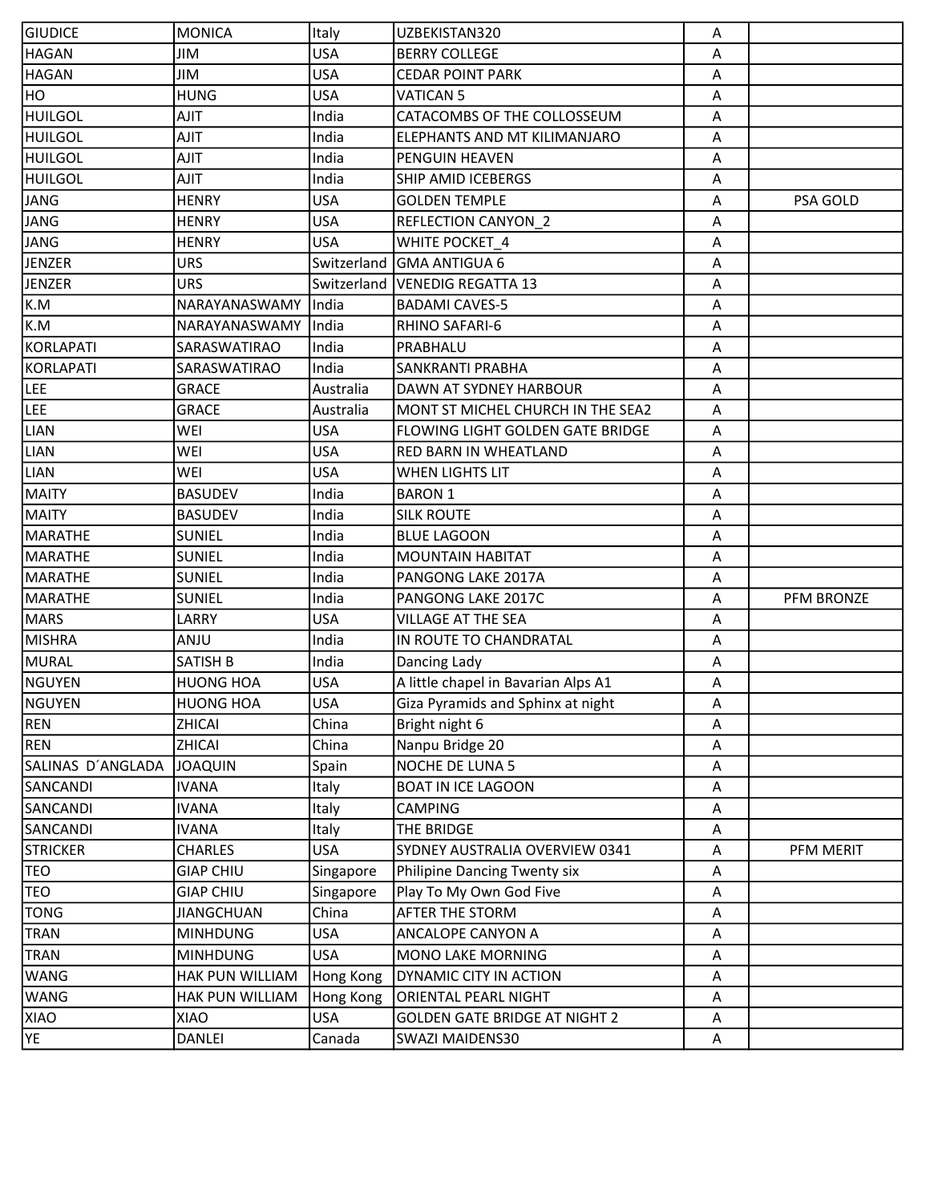| | | | | | |
|---|---|---|---|---|---|
| GIUDICE | MONICA | Italy | UZBEKISTAN320 | A | |
| HAGAN | JIM | USA | BERRY COLLEGE | A | |
| HAGAN | JIM | USA | CEDAR POINT PARK | A | |
| HO | HUNG | USA | VATICAN 5 | A | |
| HUILGOL | AJIT | India | CATACOMBS OF THE COLLOSSEUM | A | |
| HUILGOL | AJIT | India | ELEPHANTS AND MT KILIMANJARO | A | |
| HUILGOL | AJIT | India | PENGUIN HEAVEN | A | |
| HUILGOL | AJIT | India | SHIP AMID ICEBERGS | A | |
| JANG | HENRY | USA | GOLDEN TEMPLE | A | PSA GOLD |
| JANG | HENRY | USA | REFLECTION CANYON_2 | A | |
| JANG | HENRY | USA | WHITE POCKET_4 | A | |
| JENZER | URS | Switzerland | GMA ANTIGUA 6 | A | |
| JENZER | URS | Switzerland | VENEDIG REGATTA 13 | A | |
| K.M | NARAYANASWAMY | India | BADAMI CAVES-5 | A | |
| K.M | NARAYANASWAMY | India | RHINO SAFARI-6 | A | |
| KORLAPATI | SARASWATIRAO | India | PRABHALU | A | |
| KORLAPATI | SARASWATIRAO | India | SANKRANTI PRABHA | A | |
| LEE | GRACE | Australia | DAWN AT SYDNEY HARBOUR | A | |
| LEE | GRACE | Australia | MONT ST MICHEL CHURCH IN THE SEA2 | A | |
| LIAN | WEI | USA | FLOWING LIGHT GOLDEN GATE BRIDGE | A | |
| LIAN | WEI | USA | RED BARN IN WHEATLAND | A | |
| LIAN | WEI | USA | WHEN LIGHTS LIT | A | |
| MAITY | BASUDEV | India | BARON 1 | A | |
| MAITY | BASUDEV | India | SILK ROUTE | A | |
| MARATHE | SUNIEL | India | BLUE LAGOON | A | |
| MARATHE | SUNIEL | India | MOUNTAIN HABITAT | A | |
| MARATHE | SUNIEL | India | PANGONG LAKE 2017A | A | |
| MARATHE | SUNIEL | India | PANGONG LAKE 2017C | A | PFM BRONZE |
| MARS | LARRY | USA | VILLAGE AT THE SEA | A | |
| MISHRA | ANJU | India | IN ROUTE TO CHANDRATAL | A | |
| MURAL | SATISH B | India | Dancing Lady | A | |
| NGUYEN | HUONG HOA | USA | A little chapel in Bavarian Alps A1 | A | |
| NGUYEN | HUONG HOA | USA | Giza Pyramids and Sphinx at night | A | |
| REN | ZHICAI | China | Bright night 6 | A | |
| REN | ZHICAI | China | Nanpu Bridge 20 | A | |
| SALINAS D´ANGLADA | JOAQUIN | Spain | NOCHE DE LUNA 5 | A | |
| SANCANDI | IVANA | Italy | BOAT IN ICE LAGOON | A | |
| SANCANDI | IVANA | Italy | CAMPING | A | |
| SANCANDI | IVANA | Italy | THE BRIDGE | A | |
| STRICKER | CHARLES | USA | SYDNEY AUSTRALIA OVERVIEW 0341 | A | PFM MERIT |
| TEO | GIAP CHIU | Singapore | Philipine Dancing Twenty six | A | |
| TEO | GIAP CHIU | Singapore | Play To My Own God Five | A | |
| TONG | JIANGCHUAN | China | AFTER THE STORM | A | |
| TRAN | MINHDUNG | USA | ANCALOPE CANYON A | A | |
| TRAN | MINHDUNG | USA | MONO LAKE MORNING | A | |
| WANG | HAK PUN WILLIAM | Hong Kong | DYNAMIC CITY IN ACTION | A | |
| WANG | HAK PUN WILLIAM | Hong Kong | ORIENTAL PEARL NIGHT | A | |
| XIAO | XIAO | USA | GOLDEN GATE BRIDGE AT NIGHT 2 | A | |
| YE | DANLEI | Canada | SWAZI MAIDENS30 | A | |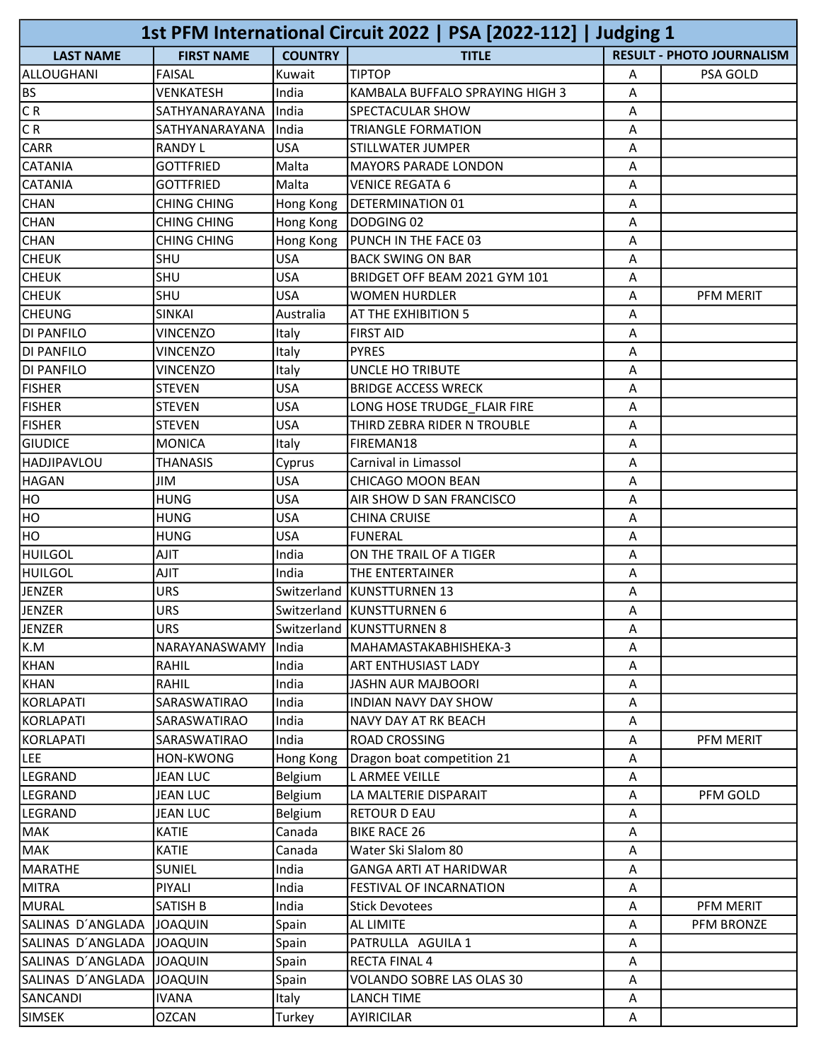# 1st PFM International Circuit 2022 | PSA [2022-112] | Judging 1

| LAST NAME | FIRST NAME | COUNTRY | TITLE | RESULT - PHOTO JOURNALISM | |
|---|---|---|---|---|---|
| ALLOUGHANI | FAISAL | Kuwait | TIPTOP | A | PSA GOLD |
| BS | VENKATESH | India | KAMBALA BUFFALO SPRAYING HIGH 3 | A | |
| C R | SATHYANARAYANA | India | SPECTACULAR SHOW | A | |
| C R | SATHYANARAYANA | India | TRIANGLE FORMATION | A | |
| CARR | RANDY L | USA | STILLWATER JUMPER | A | |
| CATANIA | GOTTFRIED | Malta | MAYORS PARADE LONDON | A | |
| CATANIA | GOTTFRIED | Malta | VENICE REGATA 6 | A | |
| CHAN | CHING CHING | Hong Kong | DETERMINATION 01 | A | |
| CHAN | CHING CHING | Hong Kong | DODGING 02 | A | |
| CHAN | CHING CHING | Hong Kong | PUNCH IN THE FACE 03 | A | |
| CHEUK | SHU | USA | BACK SWING ON BAR | A | |
| CHEUK | SHU | USA | BRIDGET OFF BEAM 2021 GYM 101 | A | |
| CHEUK | SHU | USA | WOMEN HURDLER | A | PFM MERIT |
| CHEUNG | SINKAI | Australia | AT THE EXHIBITION 5 | A | |
| DI PANFILO | VINCENZO | Italy | FIRST AID | A | |
| DI PANFILO | VINCENZO | Italy | PYRES | A | |
| DI PANFILO | VINCENZO | Italy | UNCLE HO TRIBUTE | A | |
| FISHER | STEVEN | USA | BRIDGE ACCESS WRECK | A | |
| FISHER | STEVEN | USA | LONG HOSE TRUDGE_FLAIR FIRE | A | |
| FISHER | STEVEN | USA | THIRD ZEBRA RIDER N TROUBLE | A | |
| GIUDICE | MONICA | Italy | FIREMAN18 | A | |
| HADJIPAVLOU | THANASIS | Cyprus | Carnival in Limassol | A | |
| HAGAN | JIM | USA | CHICAGO MOON BEAN | A | |
| HO | HUNG | USA | AIR SHOW D SAN FRANCISCO | A | |
| HO | HUNG | USA | CHINA CRUISE | A | |
| HO | HUNG | USA | FUNERAL | A | |
| HUILGOL | AJIT | India | ON THE TRAIL OF A TIGER | A | |
| HUILGOL | AJIT | India | THE ENTERTAINER | A | |
| JENZER | URS | Switzerland | KUNSTTURNEN 13 | A | |
| JENZER | URS | Switzerland | KUNSTTURNEN 6 | A | |
| JENZER | URS | Switzerland | KUNSTTURNEN 8 | A | |
| K.M | NARAYANASWAMY | India | MAHAMASTAKABHISHEKA-3 | A | |
| KHAN | RAHIL | India | ART ENTHUSIAST LADY | A | |
| KHAN | RAHIL | India | JASHN AUR MAJBOORI | A | |
| KORLAPATI | SARASWATIRAO | India | INDIAN NAVY DAY SHOW | A | |
| KORLAPATI | SARASWATIRAO | India | NAVY DAY AT RK BEACH | A | |
| KORLAPATI | SARASWATIRAO | India | ROAD CROSSING | A | PFM MERIT |
| LEE | HON-KWONG | Hong Kong | Dragon boat competition 21 | A | |
| LEGRAND | JEAN LUC | Belgium | L ARMEE VEILLE | A | |
| LEGRAND | JEAN LUC | Belgium | LA MALTERIE DISPARAIT | A | PFM GOLD |
| LEGRAND | JEAN LUC | Belgium | RETOUR D EAU | A | |
| MAK | KATIE | Canada | BIKE RACE 26 | A | |
| MAK | KATIE | Canada | Water Ski Slalom 80 | A | |
| MARATHE | SUNIEL | India | GANGA ARTI AT HARIDWAR | A | |
| MITRA | PIYALI | India | FESTIVAL OF INCARNATION | A | |
| MURAL | SATISH B | India | Stick Devotees | A | PFM MERIT |
| SALINAS D´ANGLADA | JOAQUIN | Spain | AL LIMITE | A | PFM BRONZE |
| SALINAS D´ANGLADA | JOAQUIN | Spain | PATRULLA AGUILA 1 | A | |
| SALINAS D´ANGLADA | JOAQUIN | Spain | RECTA FINAL 4 | A | |
| SALINAS D´ANGLADA | JOAQUIN | Spain | VOLANDO SOBRE LAS OLAS 30 | A | |
| SANCANDI | IVANA | Italy | LANCH TIME | A | |
| SIMSEK | OZCAN | Turkey | AYIRICILAR | A | |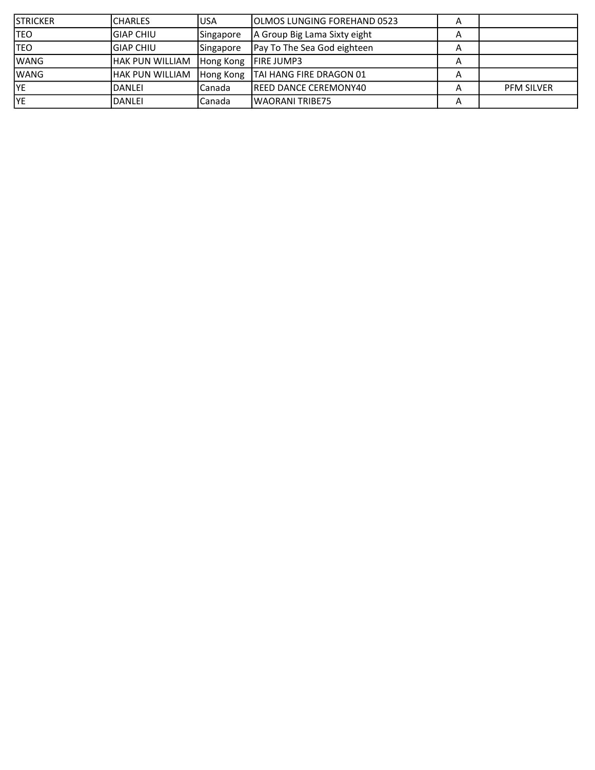| | | | | | |
|---|---|---|---|---|---|
| STRICKER | CHARLES | USA | OLMOS LUNGING FOREHAND 0523 | A | |
| TEO | GIAP CHIU | Singapore | A Group Big Lama Sixty eight | A | |
| TEO | GIAP CHIU | Singapore | Pay To The Sea God eighteen | A | |
| WANG | HAK PUN WILLIAM | Hong Kong | FIRE JUMP3 | A | |
| WANG | HAK PUN WILLIAM | Hong Kong | TAI HANG FIRE DRAGON 01 | A | |
| YE | DANLEI | Canada | REED DANCE CEREMONY40 | A | PFM SILVER |
| YE | DANLEI | Canada | WAORANI TRIBE75 | A | |